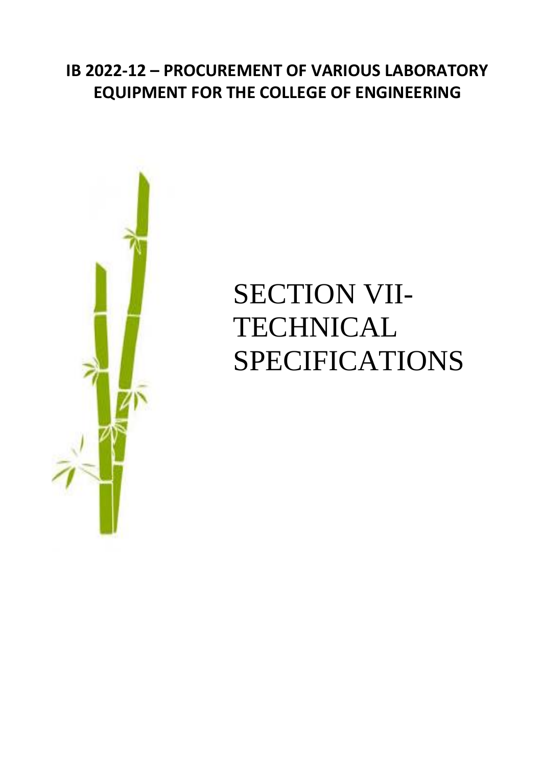# IB 2022-12 – PROCUREMENT OF VARIOUS LABORATORY EQUIPMENT FOR THE COLLEGE OF ENGINEERING

# SECTION VII-TECHNICAL SPECIFICATIONS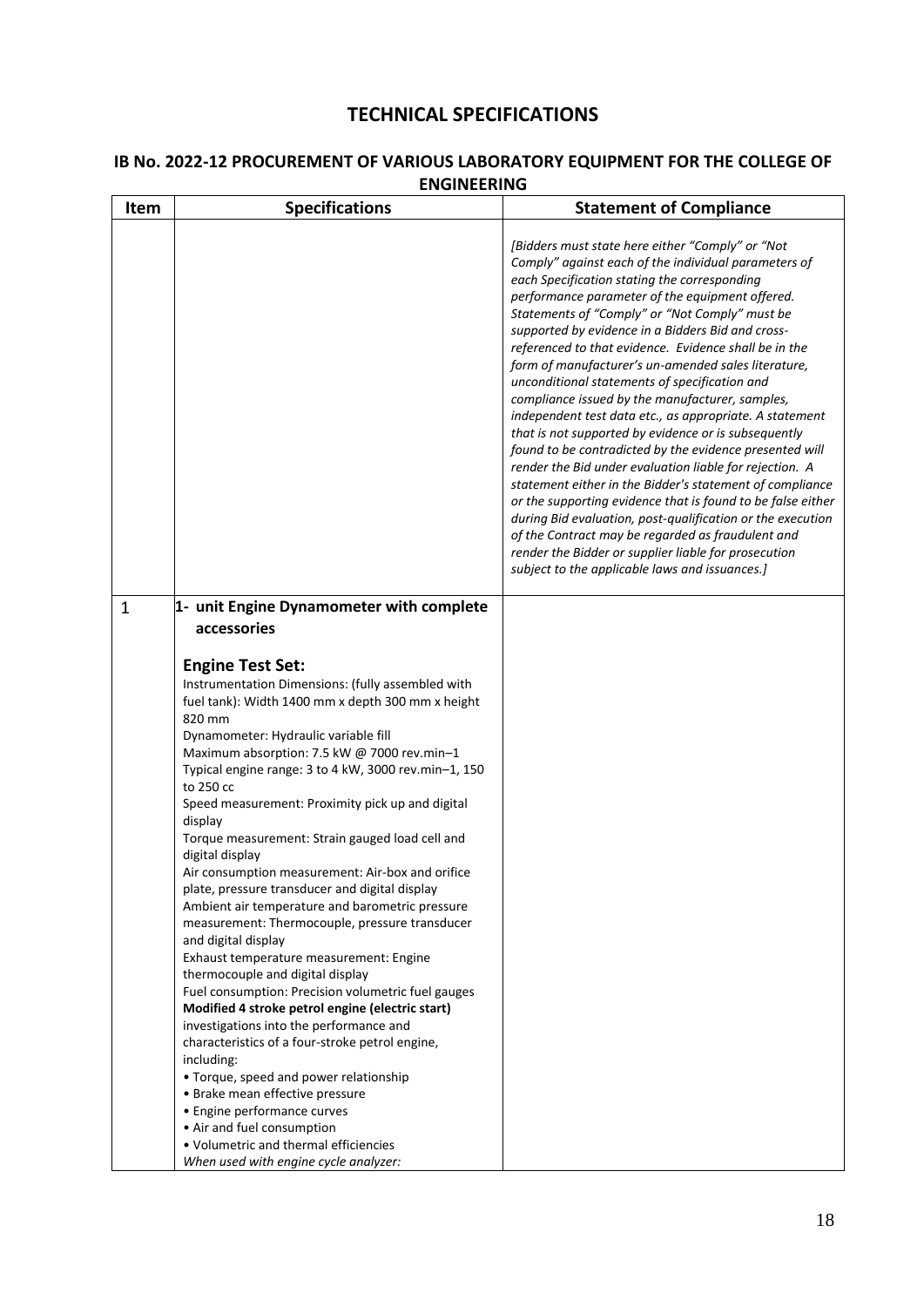## TECHNICAL SPECIFICATIONS

### IB No. 2022-12 PROCUREMENT OF VARIOUS LABORATORY EQUIPMENT FOR THE COLLEGE OF ENGINEERING

| Item | Specifications | Statement of Compliance |
|---|---|---|
| | | *[Bidders must state here either "Comply" or "Not Comply" against each of the individual parameters of each Specification stating the corresponding performance parameter of the equipment offered. Statements of "Comply" or "Not Comply" must be supported by evidence in a Bidders Bid and cross-referenced to that evidence. Evidence shall be in the form of manufacturer's un-amended sales literature, unconditional statements of specification and compliance issued by the manufacturer, samples, independent test data etc., as appropriate. A statement that is not supported by evidence or is subsequently found to be contradicted by the evidence presented will render the Bid under evaluation liable for rejection. A statement either in the Bidder's statement of compliance or the supporting evidence that is found to be false either during Bid evaluation, post-qualification or the execution of the Contract may be regarded as fraudulent and render the Bidder or supplier liable for prosecution subject to the applicable laws and issuances.]* |
| 1 | **1- unit Engine Dynamometer with complete accessories**<br><br>**Engine Test Set:**<br>Instrumentation Dimensions: (fully assembled with fuel tank): Width 1400 mm x depth 300 mm x height 820 mm<br>Dynamometer: Hydraulic variable fill<br>Maximum absorption: 7.5 kW @ 7000 rev.min–1<br>Typical engine range: 3 to 4 kW, 3000 rev.min–1, 150 to 250 cc<br>Speed measurement: Proximity pick up and digital display<br>Torque measurement: Strain gauged load cell and digital display<br>Air consumption measurement: Air-box and orifice plate, pressure transducer and digital display<br>Ambient air temperature and barometric pressure measurement: Thermocouple, pressure transducer and digital display<br>Exhaust temperature measurement: Engine thermocouple and digital display<br>Fuel consumption: Precision volumetric fuel gauges<br>**Modified 4 stroke petrol engine (electric start)**<br>investigations into the performance and characteristics of a four-stroke petrol engine, including:<br>• Torque, speed and power relationship<br>• Brake mean effective pressure<br>• Engine performance curves<br>• Air and fuel consumption<br>• Volumetric and thermal efficiencies<br>*When used with engine cycle analyzer:* | |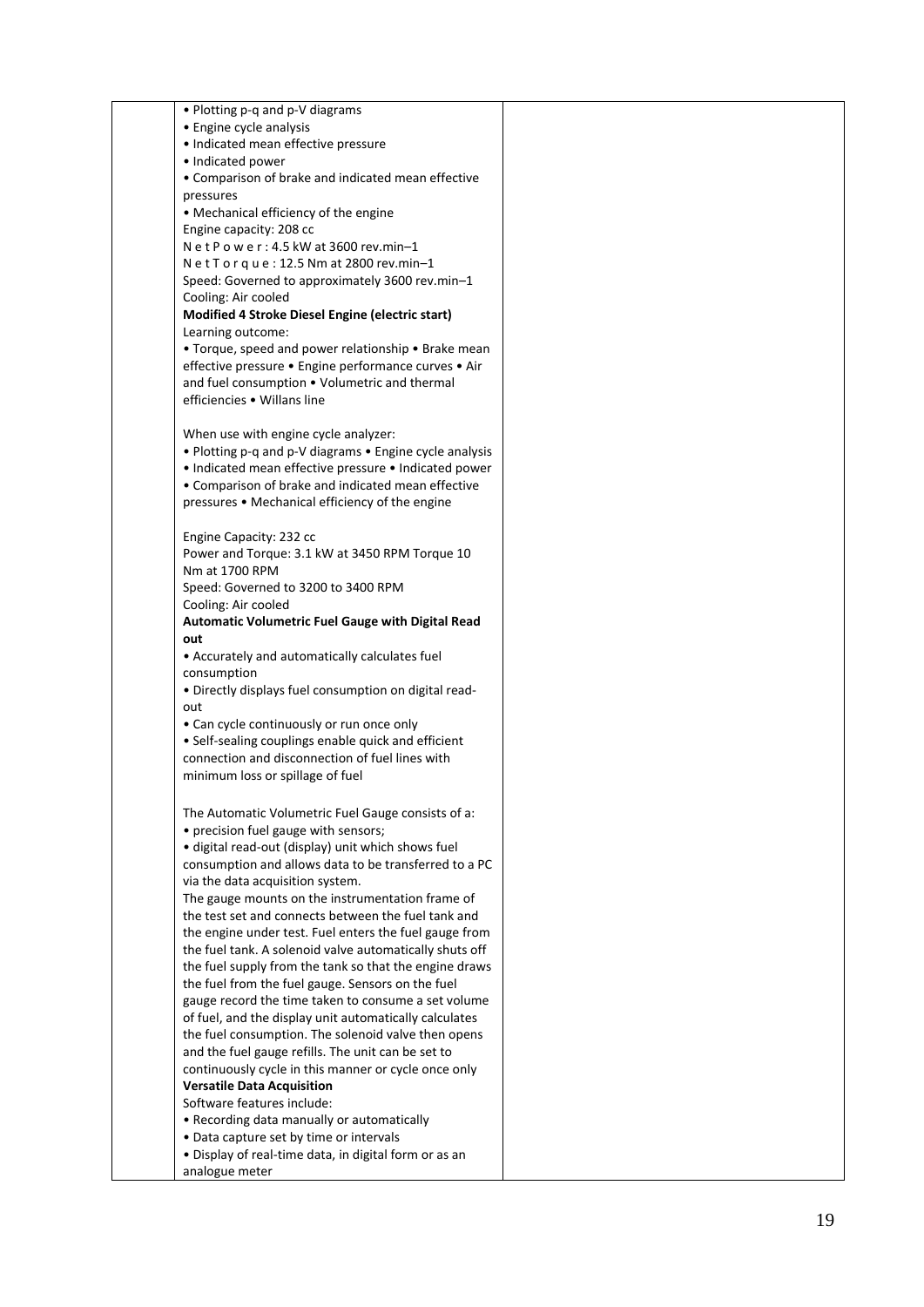| | | |
|---|---|---|
| | • Plotting p-q and p-V diagrams<br>• Engine cycle analysis<br>• Indicated mean effective pressure<br>• Indicated power<br>• Comparison of brake and indicated mean effective pressures<br>• Mechanical efficiency of the engine<br>Engine capacity: 208 cc<br>N e t P o w e r : 4.5 kW at 3600 rev.min–1<br>N e t T o r q u e : 12.5 Nm at 2800 rev.min–1<br>Speed: Governed to approximately 3600 rev.min–1<br>Cooling: Air cooled<br>**Modified 4 Stroke Diesel Engine (electric start)**<br>Learning outcome:<br>• Torque, speed and power relationship • Brake mean effective pressure • Engine performance curves • Air and fuel consumption • Volumetric and thermal efficiencies • Willans line<br><br>When use with engine cycle analyzer:<br>• Plotting p-q and p-V diagrams • Engine cycle analysis<br>• Indicated mean effective pressure • Indicated power<br>• Comparison of brake and indicated mean effective pressures • Mechanical efficiency of the engine<br><br>Engine Capacity: 232 cc<br>Power and Torque: 3.1 kW at 3450 RPM Torque 10 Nm at 1700 RPM<br>Speed: Governed to 3200 to 3400 RPM<br>Cooling: Air cooled<br>**Automatic Volumetric Fuel Gauge with Digital Read out**<br>• Accurately and automatically calculates fuel consumption<br>• Directly displays fuel consumption on digital read-out<br>• Can cycle continuously or run once only<br>• Self-sealing couplings enable quick and efficient connection and disconnection of fuel lines with minimum loss or spillage of fuel<br><br>The Automatic Volumetric Fuel Gauge consists of a:<br>• precision fuel gauge with sensors;<br>• digital read-out (display) unit which shows fuel consumption and allows data to be transferred to a PC via the data acquisition system.<br>The gauge mounts on the instrumentation frame of the test set and connects between the fuel tank and the engine under test. Fuel enters the fuel gauge from the fuel tank. A solenoid valve automatically shuts off the fuel supply from the tank so that the engine draws the fuel from the fuel gauge. Sensors on the fuel gauge record the time taken to consume a set volume of fuel, and the display unit automatically calculates the fuel consumption. The solenoid valve then opens and the fuel gauge refills. The unit can be set to continuously cycle in this manner or cycle once only<br>**Versatile Data Acquisition**<br>Software features include:<br>• Recording data manually or automatically<br>• Data capture set by time or intervals<br>• Display of real-time data, in digital form or as an analogue meter | |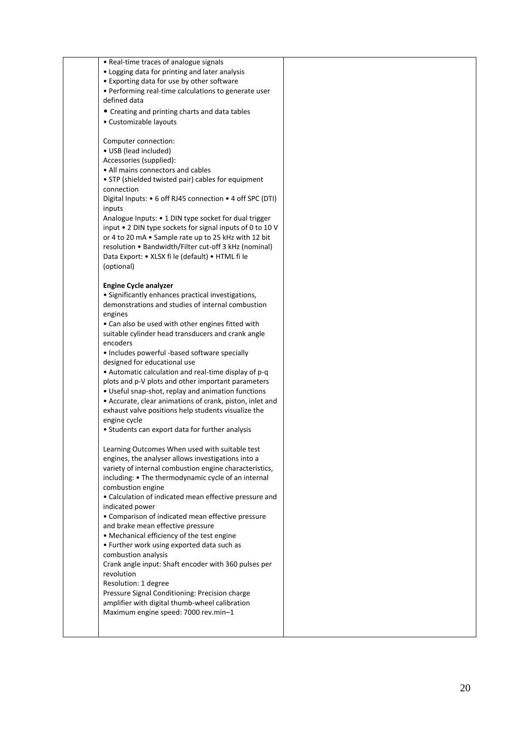| | | |
|---|---|---|
| | • Real-time traces of analogue signals<br>• Logging data for printing and later analysis<br>• Exporting data for use by other software<br>• Performing real-time calculations to generate user defined data<br>• Creating and printing charts and data tables<br>• Customizable layouts<br><br>Computer connection:<br>• USB (lead included)<br>Accessories (supplied):<br>• All mains connectors and cables<br>• STP (shielded twisted pair) cables for equipment connection<br>Digital Inputs: • 6 off RJ45 connection • 4 off SPC (DTI) inputs<br>Analogue Inputs: • 1 DIN type socket for dual trigger input • 2 DIN type sockets for signal inputs of 0 to 10 V or 4 to 20 mA • Sample rate up to 25 kHz with 12 bit resolution • Bandwidth/Filter cut-off 3 kHz (nominal)<br>Data Export: • XLSX fi le (default) • HTML fi le (optional)<br><br>**Engine Cycle analyzer**<br>• Significantly enhances practical investigations, demonstrations and studies of internal combustion engines<br>• Can also be used with other engines fitted with suitable cylinder head transducers and crank angle encoders<br>• Includes powerful -based software specially designed for educational use<br>• Automatic calculation and real-time display of p-q plots and p-V plots and other important parameters<br>• Useful snap-shot, replay and animation functions<br>• Accurate, clear animations of crank, piston, inlet and exhaust valve positions help students visualize the engine cycle<br>• Students can export data for further analysis<br><br>Learning Outcomes When used with suitable test engines, the analyser allows investigations into a variety of internal combustion engine characteristics, including: • The thermodynamic cycle of an internal combustion engine<br>• Calculation of indicated mean effective pressure and indicated power<br>• Comparison of indicated mean effective pressure and brake mean effective pressure<br>• Mechanical efficiency of the test engine<br>• Further work using exported data such as combustion analysis<br>Crank angle input: Shaft encoder with 360 pulses per revolution<br>Resolution: 1 degree<br>Pressure Signal Conditioning: Precision charge amplifier with digital thumb-wheel calibration<br>Maximum engine speed: 7000 rev.min–1 | |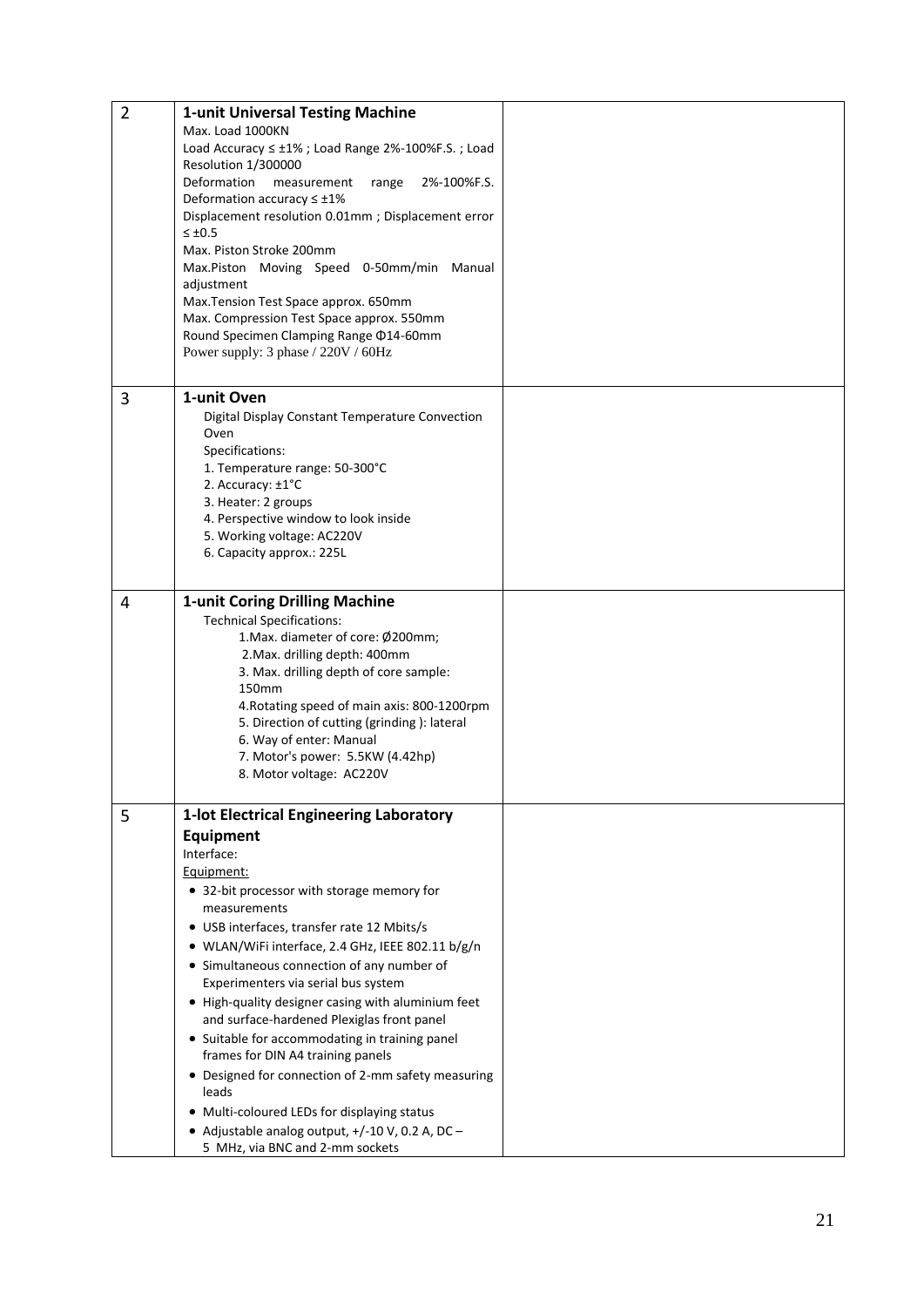| | | |
|---|---|---|
| 2 | **1-unit Universal Testing Machine**<br>Max. Load 1000KN<br>Load Accuracy ≤ ±1% ; Load Range 2%-100%F.S. ; Load Resolution 1/300000<br>Deformation measurement range 2%-100%F.S. Deformation accuracy ≤ ±1%<br>Displacement resolution 0.01mm ; Displacement error ≤ ±0.5<br>Max. Piston Stroke 200mm<br>Max.Piston Moving Speed 0-50mm/min Manual adjustment<br>Max.Tension Test Space approx. 650mm<br>Max. Compression Test Space approx. 550mm<br>Round Specimen Clamping Range Φ14-60mm<br>Power supply: 3 phase / 220V / 60Hz | |
| 3 | **1-unit Oven**<br>Digital Display Constant Temperature Convection Oven<br>Specifications:<br>1. Temperature range: 50-300°C<br>2. Accuracy: ±1°C<br>3. Heater: 2 groups<br>4. Perspective window to look inside<br>5. Working voltage: AC220V<br>6. Capacity approx.: 225L | |
| 4 | **1-unit Coring Drilling Machine**<br>Technical Specifications:<br>1.Max. diameter of core: Ø200mm;<br>2.Max. drilling depth: 400mm<br>3. Max. drilling depth of core sample: 150mm<br>4.Rotating speed of main axis: 800-1200rpm<br>5. Direction of cutting (grinding ): lateral<br>6. Way of enter: Manual<br>7. Motor's power: 5.5KW (4.42hp)<br>8. Motor voltage: AC220V | |
| 5 | **1-lot Electrical Engineering Laboratory Equipment**<br>Interface:<br>Equipment:<br>• 32-bit processor with storage memory for measurements<br>• USB interfaces, transfer rate 12 Mbits/s<br>• WLAN/WiFi interface, 2.4 GHz, IEEE 802.11 b/g/n<br>• Simultaneous connection of any number of Experimenters via serial bus system<br>• High-quality designer casing with aluminium feet and surface-hardened Plexiglas front panel<br>• Suitable for accommodating in training panel frames for DIN A4 training panels<br>• Designed for connection of 2-mm safety measuring leads<br>• Multi-coloured LEDs for displaying status<br>• Adjustable analog output, +/-10 V, 0.2 A, DC – 5 MHz, via BNC and 2-mm sockets | |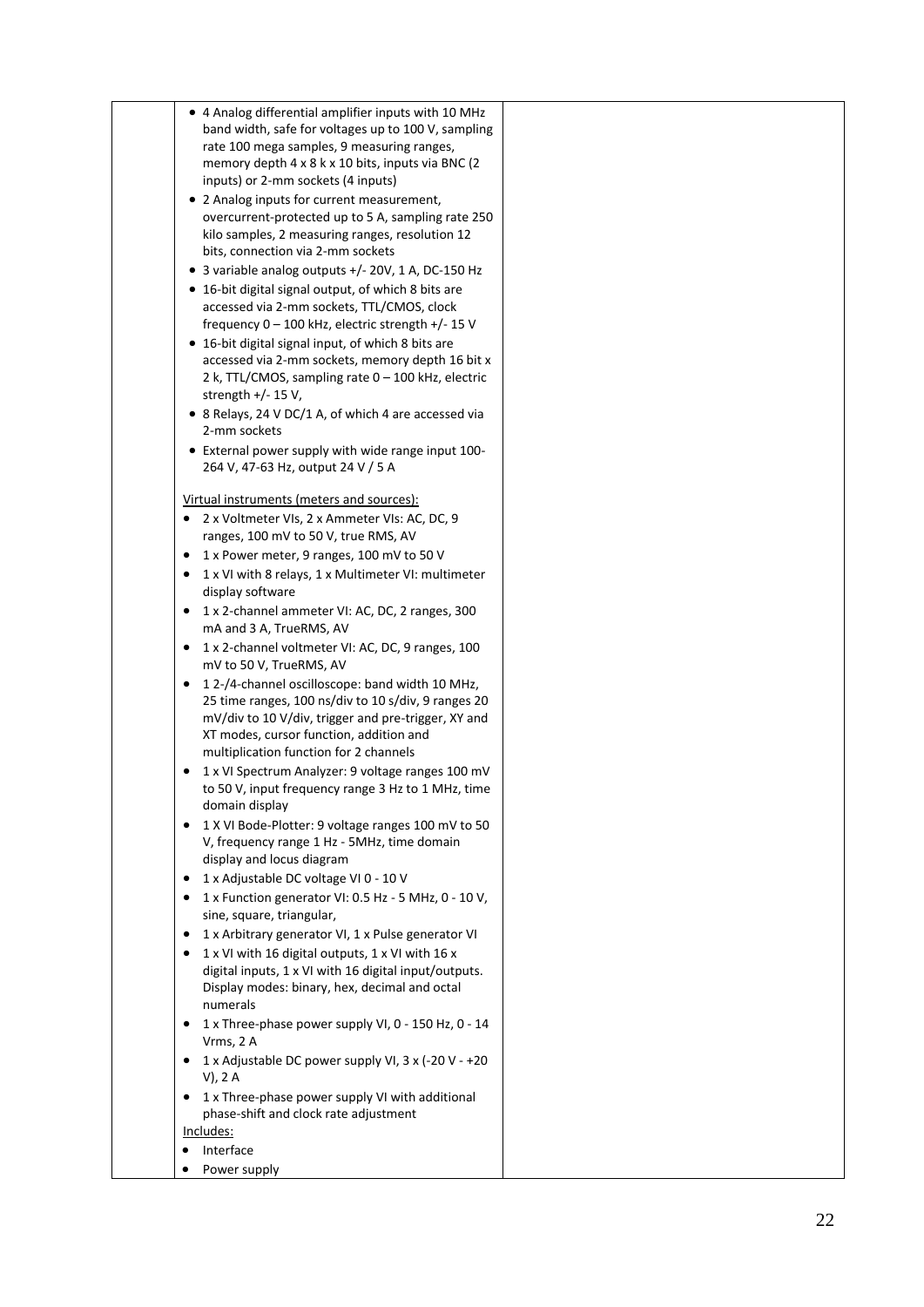| | | |
|---|---|---|
| | • 4 Analog differential amplifier inputs with 10 MHz band width, safe for voltages up to 100 V, sampling rate 100 mega samples, 9 measuring ranges, memory depth 4 x 8 k x 10 bits, inputs via BNC (2 inputs) or 2-mm sockets (4 inputs)<br>• 2 Analog inputs for current measurement, overcurrent-protected up to 5 A, sampling rate 250 kilo samples, 2 measuring ranges, resolution 12 bits, connection via 2-mm sockets<br>• 3 variable analog outputs +/- 20V, 1 A, DC-150 Hz<br>• 16-bit digital signal output, of which 8 bits are accessed via 2-mm sockets, TTL/CMOS, clock frequency 0 – 100 kHz, electric strength +/- 15 V<br>• 16-bit digital signal input, of which 8 bits are accessed via 2-mm sockets, memory depth 16 bit x 2 k, TTL/CMOS, sampling rate 0 – 100 kHz, electric strength +/- 15 V,<br>• 8 Relays, 24 V DC/1 A, of which 4 are accessed via 2-mm sockets<br>• External power supply with wide range input 100-264 V, 47-63 Hz, output 24 V / 5 A<br><br><u>Virtual instruments (meters and sources):</u><br>• 2 x Voltmeter VIs, 2 x Ammeter VIs: AC, DC, 9 ranges, 100 mV to 50 V, true RMS, AV<br>• 1 x Power meter, 9 ranges, 100 mV to 50 V<br>• 1 x VI with 8 relays, 1 x Multimeter VI: multimeter display software<br>• 1 x 2-channel ammeter VI: AC, DC, 2 ranges, 300 mA and 3 A, TrueRMS, AV<br>• 1 x 2-channel voltmeter VI: AC, DC, 9 ranges, 100 mV to 50 V, TrueRMS, AV<br>• 1 2-/4-channel oscilloscope: band width 10 MHz, 25 time ranges, 100 ns/div to 10 s/div, 9 ranges 20 mV/div to 10 V/div, trigger and pre-trigger, XY and XT modes, cursor function, addition and multiplication function for 2 channels<br>• 1 x VI Spectrum Analyzer: 9 voltage ranges 100 mV to 50 V, input frequency range 3 Hz to 1 MHz, time domain display<br>• 1 X VI Bode-Plotter: 9 voltage ranges 100 mV to 50 V, frequency range 1 Hz - 5MHz, time domain display and locus diagram<br>• 1 x Adjustable DC voltage VI 0 - 10 V<br>• 1 x Function generator VI: 0.5 Hz - 5 MHz, 0 - 10 V, sine, square, triangular,<br>• 1 x Arbitrary generator VI, 1 x Pulse generator VI<br>• 1 x VI with 16 digital outputs, 1 x VI with 16 x digital inputs, 1 x VI with 16 digital input/outputs. Display modes: binary, hex, decimal and octal numerals<br>• 1 x Three-phase power supply VI, 0 - 150 Hz, 0 - 14 Vrms, 2 A<br>• 1 x Adjustable DC power supply VI, 3 x (-20 V - +20 V), 2 A<br>• 1 x Three-phase power supply VI with additional phase-shift and clock rate adjustment<br><u>Includes:</u><br>• Interface<br>• Power supply | |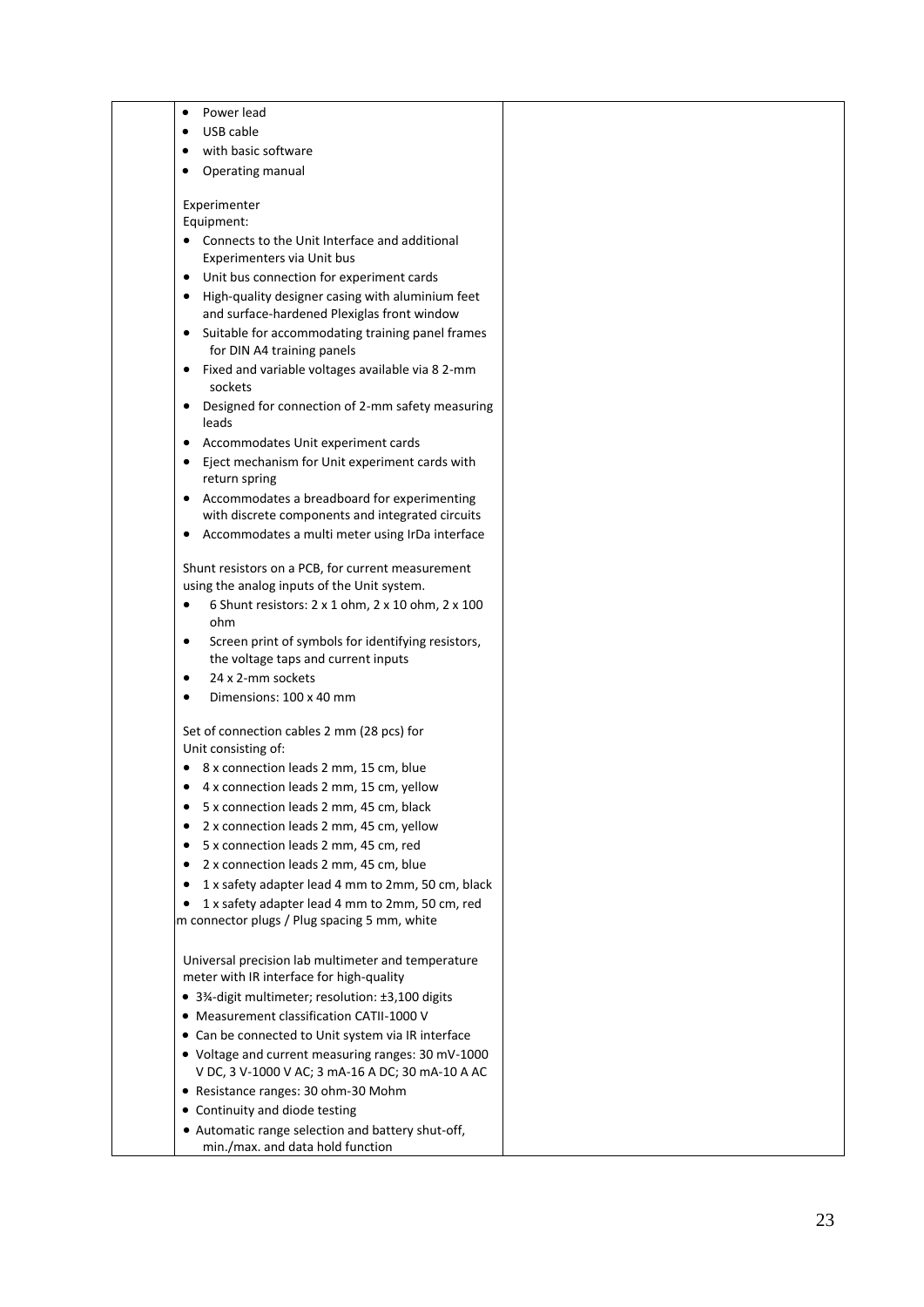|  | <ul><li>Power lead</li><li>USB cable</li><li>with basic software</li><li>Operating manual</li></ul>Experimenter<br>Equipment:<ul><li>Connects to the Unit Interface and additional Experimenters via Unit bus</li><li>Unit bus connection for experiment cards</li><li>High-quality designer casing with aluminium feet and surface-hardened Plexiglas front window</li><li>Suitable for accommodating training panel frames for DIN A4 training panels</li><li>Fixed and variable voltages available via 8 2-mm sockets</li><li>Designed for connection of 2-mm safety measuring leads</li><li>Accommodates Unit experiment cards</li><li>Eject mechanism for Unit experiment cards with return spring</li><li>Accommodates a breadboard for experimenting with discrete components and integrated circuits</li><li>Accommodates a multi meter using IrDa interface</li></ul>Shunt resistors on a PCB, for current measurement using the analog inputs of the Unit system.<ul><li>6 Shunt resistors: 2 x 1 ohm, 2 x 10 ohm, 2 x 100 ohm</li><li>Screen print of symbols for identifying resistors, the voltage taps and current inputs</li><li>24 x 2-mm sockets</li><li>Dimensions: 100 x 40 mm</li></ul>Set of connection cables 2 mm (28 pcs) for Unit consisting of:<ul><li>8 x connection leads 2 mm, 15 cm, blue</li><li>4 x connection leads 2 mm, 15 cm, yellow</li><li>5 x connection leads 2 mm, 45 cm, black</li><li>2 x connection leads 2 mm, 45 cm, yellow</li><li>5 x connection leads 2 mm, 45 cm, red</li><li>2 x connection leads 2 mm, 45 cm, blue</li><li>1 x safety adapter lead 4 mm to 2mm, 50 cm, black</li><li>1 x safety adapter lead 4 mm to 2mm, 50 cm, red</li></ul>m connector plugs / Plug spacing 5 mm, white<br><br>Universal precision lab multimeter and temperature meter with IR interface for high-quality<ul><li>3¾-digit multimeter; resolution: ±3,100 digits</li><li>Measurement classification CATII-1000 V</li><li>Can be connected to Unit system via IR interface</li><li>Voltage and current measuring ranges: 30 mV-1000 V DC, 3 V-1000 V AC; 3 mA-16 A DC; 30 mA-10 A AC</li><li>Resistance ranges: 30 ohm-30 Mohm</li><li>Continuity and diode testing</li><li>Automatic range selection and battery shut-off, min./max. and data hold function</li></ul> |  |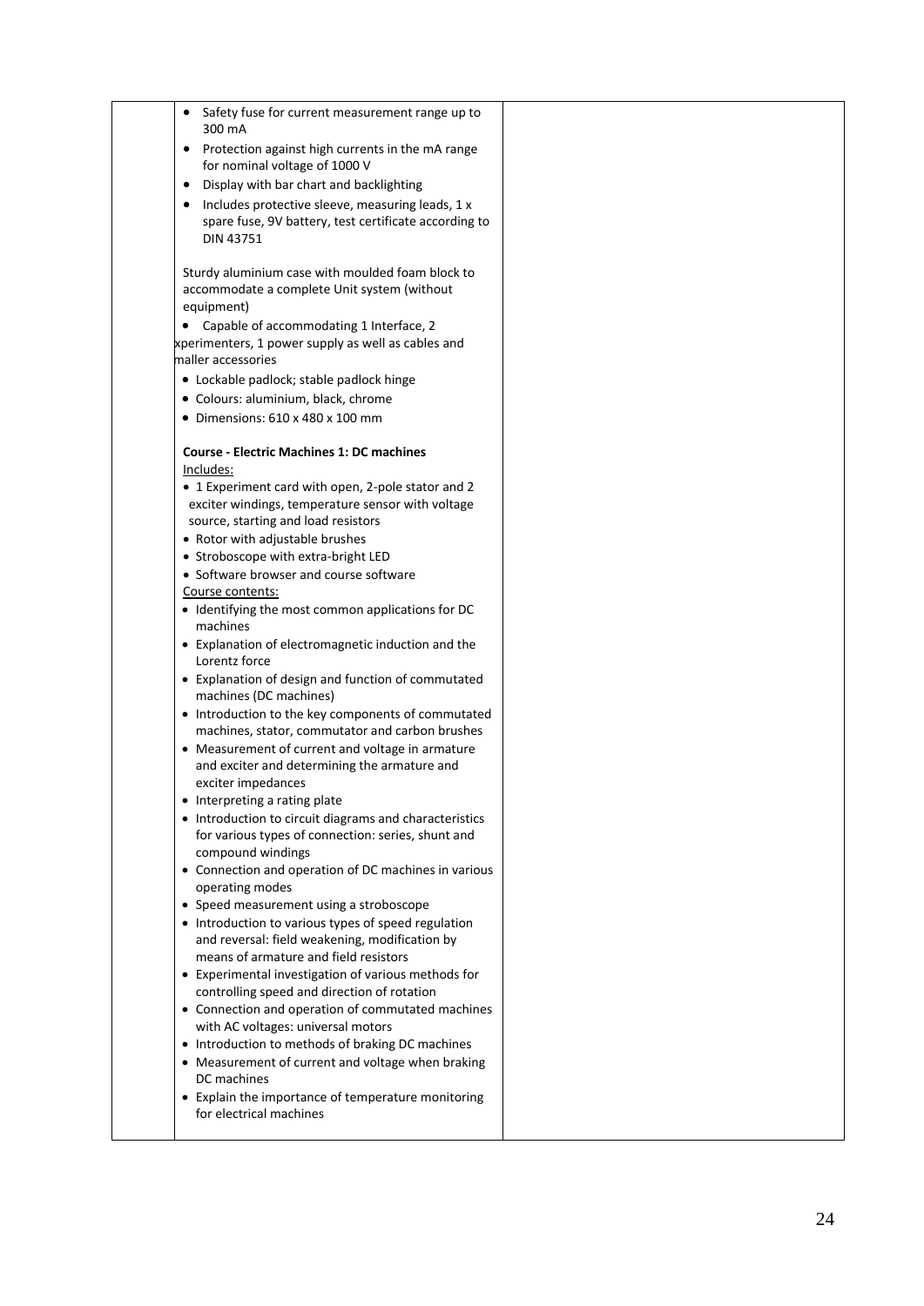| | | |
|---|---|---|
| | • Safety fuse for current measurement range up to 300 mA<br>• Protection against high currents in the mA range for nominal voltage of 1000 V<br>• Display with bar chart and backlighting<br>• Includes protective sleeve, measuring leads, 1 x spare fuse, 9V battery, test certificate according to DIN 43751<br><br>Sturdy aluminium case with moulded foam block to accommodate a complete Unit system (without equipment)<br>• Capable of accommodating 1 Interface, 2 xperimenters, 1 power supply as well as cables and maller accessories<br>• Lockable padlock; stable padlock hinge<br>• Colours: aluminium, black, chrome<br>• Dimensions: 610 x 480 x 100 mm<br><br>**Course - Electric Machines 1: DC machines**<br>Includes:<br>• 1 Experiment card with open, 2-pole stator and 2 exciter windings, temperature sensor with voltage source, starting and load resistors<br>• Rotor with adjustable brushes<br>• Stroboscope with extra-bright LED<br>• Software browser and course software<br>Course contents:<br>• Identifying the most common applications for DC machines<br>• Explanation of electromagnetic induction and the Lorentz force<br>• Explanation of design and function of commutated machines (DC machines)<br>• Introduction to the key components of commutated machines, stator, commutator and carbon brushes<br>• Measurement of current and voltage in armature and exciter and determining the armature and exciter impedances<br>• Interpreting a rating plate<br>• Introduction to circuit diagrams and characteristics for various types of connection: series, shunt and compound windings<br>• Connection and operation of DC machines in various operating modes<br>• Speed measurement using a stroboscope<br>• Introduction to various types of speed regulation and reversal: field weakening, modification by means of armature and field resistors<br>• Experimental investigation of various methods for controlling speed and direction of rotation<br>• Connection and operation of commutated machines with AC voltages: universal motors<br>• Introduction to methods of braking DC machines<br>• Measurement of current and voltage when braking DC machines<br>• Explain the importance of temperature monitoring for electrical machines | |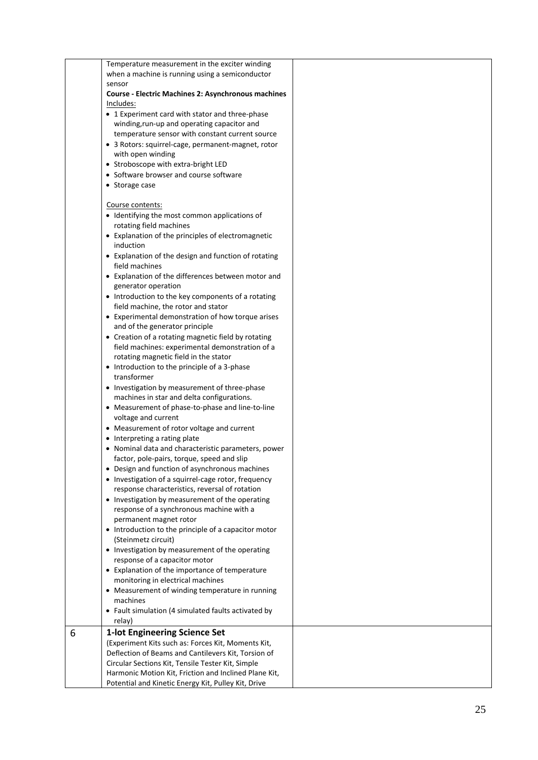| | | |
|---|---|---|
| | Temperature measurement in the exciter winding when a machine is running using a semiconductor sensor<br>**Course - Electric Machines 2: Asynchronous machines**<br>Includes:<br>• 1 Experiment card with stator and three-phase winding,run-up and operating capacitor and temperature sensor with constant current source<br>• 3 Rotors: squirrel-cage, permanent-magnet, rotor with open winding<br>• Stroboscope with extra-bright LED<br>• Software browser and course software<br>• Storage case<br><br>Course contents:<br>• Identifying the most common applications of rotating field machines<br>• Explanation of the principles of electromagnetic induction<br>• Explanation of the design and function of rotating field machines<br>• Explanation of the differences between motor and generator operation<br>• Introduction to the key components of a rotating field machine, the rotor and stator<br>• Experimental demonstration of how torque arises and of the generator principle<br>• Creation of a rotating magnetic field by rotating field machines: experimental demonstration of a rotating magnetic field in the stator<br>• Introduction to the principle of a 3-phase transformer<br>• Investigation by measurement of three-phase machines in star and delta configurations.<br>• Measurement of phase-to-phase and line-to-line voltage and current<br>• Measurement of rotor voltage and current<br>• Interpreting a rating plate<br>• Nominal data and characteristic parameters, power factor, pole-pairs, torque, speed and slip<br>• Design and function of asynchronous machines<br>• Investigation of a squirrel-cage rotor, frequency response characteristics, reversal of rotation<br>• Investigation by measurement of the operating response of a synchronous machine with a permanent magnet rotor<br>• Introduction to the principle of a capacitor motor (Steinmetz circuit)<br>• Investigation by measurement of the operating response of a capacitor motor<br>• Explanation of the importance of temperature monitoring in electrical machines<br>• Measurement of winding temperature in running machines<br>• Fault simulation (4 simulated faults activated by relay) | |
| 6 | **1-lot Engineering Science Set**<br>(Experiment Kits such as: Forces Kit, Moments Kit, Deflection of Beams and Cantilevers Kit, Torsion of Circular Sections Kit, Tensile Tester Kit, Simple Harmonic Motion Kit, Friction and Inclined Plane Kit, Potential and Kinetic Energy Kit, Pulley Kit, Drive | |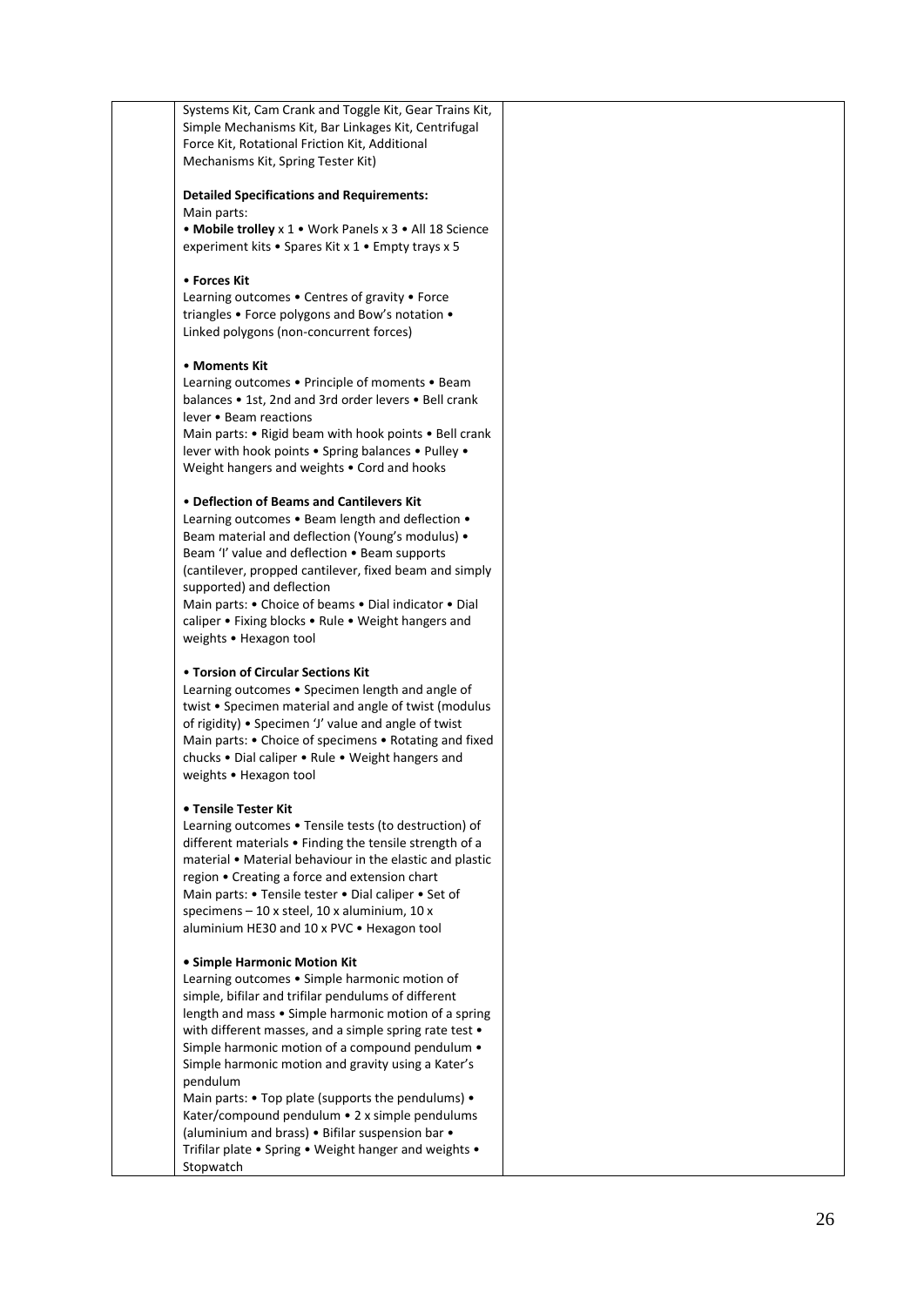| | Systems Kit, Cam Crank and Toggle Kit, Gear Trains Kit, Simple Mechanisms Kit, Bar Linkages Kit, Centrifugal Force Kit, Rotational Friction Kit, Additional Mechanisms Kit, Spring Tester Kit)<br><br>**Detailed Specifications and Requirements:**<br>Main parts:<br>• **Mobile trolley** x 1 • Work Panels x 3 • All 18 Science experiment kits • Spares Kit x 1 • Empty trays x 5<br><br>• **Forces Kit**<br>Learning outcomes • Centres of gravity • Force triangles • Force polygons and Bow's notation • Linked polygons (non-concurrent forces)<br><br>• **Moments Kit**<br>Learning outcomes • Principle of moments • Beam balances • 1st, 2nd and 3rd order levers • Bell crank lever • Beam reactions<br>Main parts: • Rigid beam with hook points • Bell crank lever with hook points • Spring balances • Pulley • Weight hangers and weights • Cord and hooks<br><br>• **Deflection of Beams and Cantilevers Kit**<br>Learning outcomes • Beam length and deflection • Beam material and deflection (Young's modulus) • Beam 'I' value and deflection • Beam supports (cantilever, propped cantilever, fixed beam and simply supported) and deflection<br>Main parts: • Choice of beams • Dial indicator • Dial caliper • Fixing blocks • Rule • Weight hangers and weights • Hexagon tool<br><br>• **Torsion of Circular Sections Kit**<br>Learning outcomes • Specimen length and angle of twist • Specimen material and angle of twist (modulus of rigidity) • Specimen 'J' value and angle of twist<br>Main parts: • Choice of specimens • Rotating and fixed chucks • Dial caliper • Rule • Weight hangers and weights • Hexagon tool<br><br>**• Tensile Tester Kit**<br>Learning outcomes • Tensile tests (to destruction) of different materials • Finding the tensile strength of a material • Material behaviour in the elastic and plastic region • Creating a force and extension chart<br>Main parts: • Tensile tester • Dial caliper • Set of specimens – 10 x steel, 10 x aluminium, 10 x aluminium HE30 and 10 x PVC • Hexagon tool<br><br>**• Simple Harmonic Motion Kit**<br>Learning outcomes • Simple harmonic motion of simple, bifilar and trifilar pendulums of different length and mass • Simple harmonic motion of a spring with different masses, and a simple spring rate test • Simple harmonic motion of a compound pendulum • Simple harmonic motion and gravity using a Kater's pendulum<br>Main parts: • Top plate (supports the pendulums) • Kater/compound pendulum • 2 x simple pendulums (aluminium and brass) • Bifilar suspension bar • Trifilar plate • Spring • Weight hanger and weights • Stopwatch | |
|---|---|---|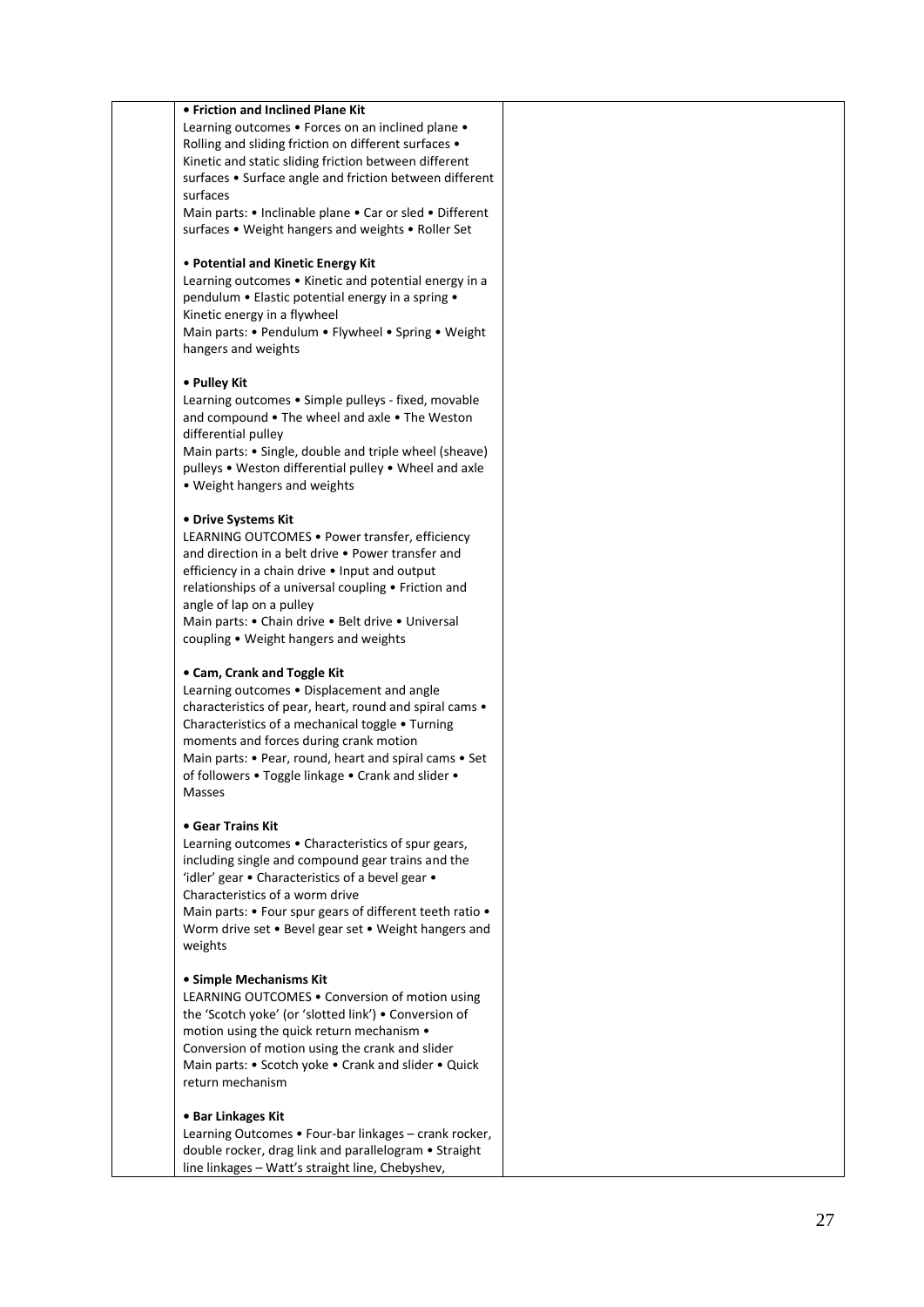| | | |
|---|---|---|
| | **• Friction and Inclined Plane Kit**<br>Learning outcomes • Forces on an inclined plane • Rolling and sliding friction on different surfaces • Kinetic and static sliding friction between different surfaces • Surface angle and friction between different surfaces<br>Main parts: • Inclinable plane • Car or sled • Different surfaces • Weight hangers and weights • Roller Set<br><br>• **Potential and Kinetic Energy Kit**<br>Learning outcomes • Kinetic and potential energy in a pendulum • Elastic potential energy in a spring • Kinetic energy in a flywheel<br>Main parts: • Pendulum • Flywheel • Spring • Weight hangers and weights<br><br>**• Pulley Kit**<br>Learning outcomes • Simple pulleys - fixed, movable and compound • The wheel and axle • The Weston differential pulley<br>Main parts: • Single, double and triple wheel (sheave) pulleys • Weston differential pulley • Wheel and axle • Weight hangers and weights<br><br>**• Drive Systems Kit**<br>LEARNING OUTCOMES • Power transfer, efficiency and direction in a belt drive • Power transfer and efficiency in a chain drive • Input and output relationships of a universal coupling • Friction and angle of lap on a pulley<br>Main parts: • Chain drive • Belt drive • Universal coupling • Weight hangers and weights<br><br>**• Cam, Crank and Toggle Kit**<br>Learning outcomes • Displacement and angle characteristics of pear, heart, round and spiral cams • Characteristics of a mechanical toggle • Turning moments and forces during crank motion<br>Main parts: • Pear, round, heart and spiral cams • Set of followers • Toggle linkage • Crank and slider • Masses<br><br>**• Gear Trains Kit**<br>Learning outcomes • Characteristics of spur gears, including single and compound gear trains and the 'idler' gear • Characteristics of a bevel gear • Characteristics of a worm drive<br>Main parts: • Four spur gears of different teeth ratio • Worm drive set • Bevel gear set • Weight hangers and weights<br><br>**• Simple Mechanisms Kit**<br>LEARNING OUTCOMES • Conversion of motion using the 'Scotch yoke' (or 'slotted link') • Conversion of motion using the quick return mechanism • Conversion of motion using the crank and slider<br>Main parts: • Scotch yoke • Crank and slider • Quick return mechanism<br><br>**• Bar Linkages Kit**<br>Learning Outcomes • Four-bar linkages – crank rocker, double rocker, drag link and parallelogram • Straight line linkages – Watt's straight line, Chebyshev, | |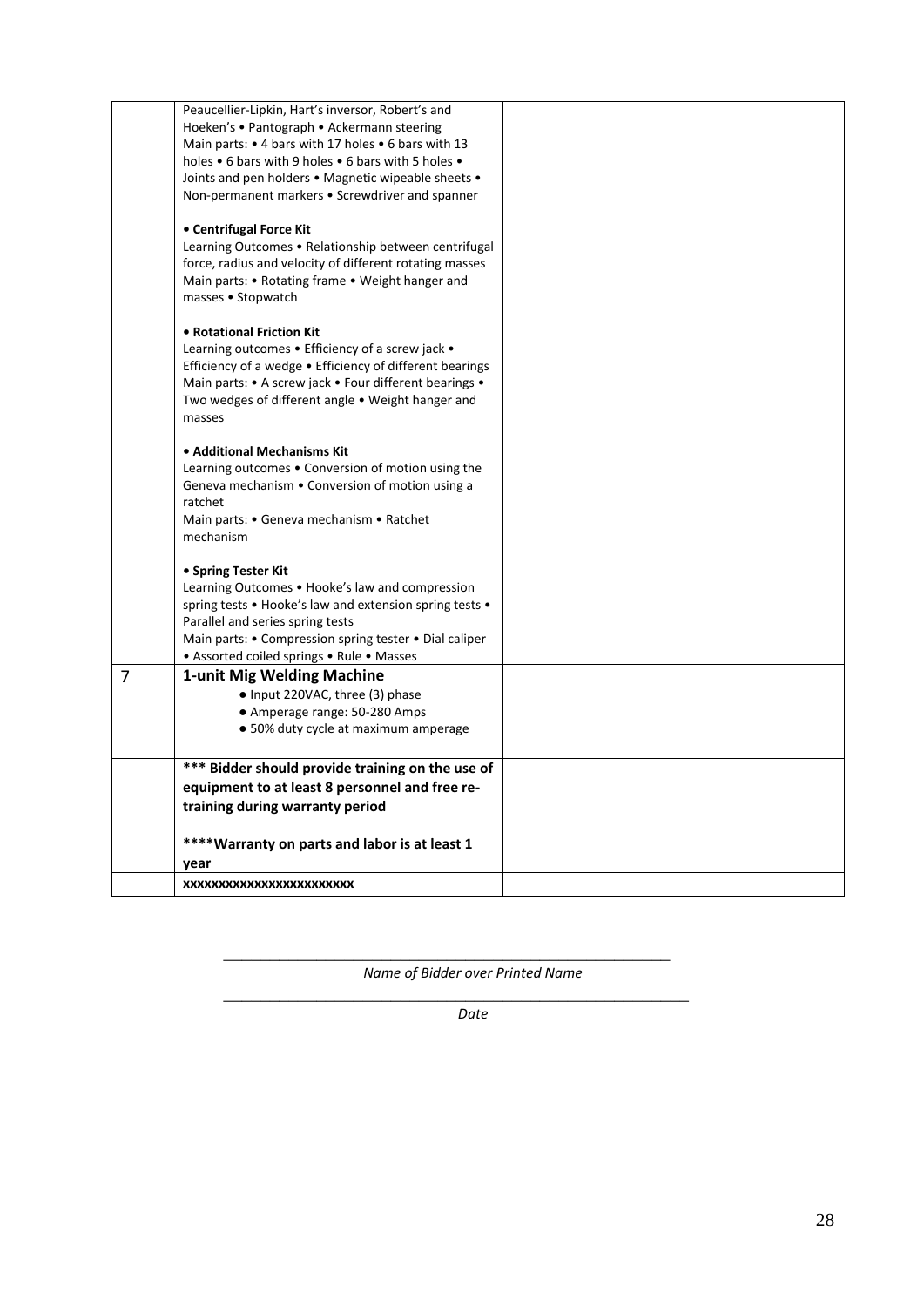| | | |
|---|---|---|
| | Peaucellier-Lipkin, Hart's inversor, Robert's and Hoeken's • Pantograph • Ackermann steering<br>Main parts: • 4 bars with 17 holes • 6 bars with 13 holes • 6 bars with 9 holes • 6 bars with 5 holes • Joints and pen holders • Magnetic wipeable sheets • Non-permanent markers • Screwdriver and spanner<br><br>**• Centrifugal Force Kit**<br>Learning Outcomes • Relationship between centrifugal force, radius and velocity of different rotating masses<br>Main parts: • Rotating frame • Weight hanger and masses • Stopwatch<br><br>**• Rotational Friction Kit**<br>Learning outcomes • Efficiency of a screw jack • Efficiency of a wedge • Efficiency of different bearings<br>Main parts: • A screw jack • Four different bearings • Two wedges of different angle • Weight hanger and masses<br><br>**• Additional Mechanisms Kit**<br>Learning outcomes • Conversion of motion using the Geneva mechanism • Conversion of motion using a ratchet<br>Main parts: • Geneva mechanism • Ratchet mechanism<br><br>**• Spring Tester Kit**<br>Learning Outcomes • Hooke's law and compression spring tests • Hooke's law and extension spring tests • Parallel and series spring tests<br>Main parts: • Compression spring tester • Dial caliper • Assorted coiled springs • Rule • Masses | |
| 7 | **1-unit Mig Welding Machine**<br>● Input 220VAC, three (3) phase<br>● Amperage range: 50-280 Amps<br>● 50% duty cycle at maximum amperage | |
| | **\*\*\* Bidder should provide training on the use of equipment to at least 8 personnel and free re-training during warranty period**<br><br>**\*\*\*\*Warranty on parts and labor is at least 1 year** | |
| | **xxxxxxxxxxxxxxxxxxxxxxx** | |

\_\_\_\_\_\_\_\_\_\_\_\_\_\_\_\_\_\_\_\_\_\_\_\_\_\_\_\_\_\_\_\_\_\_\_\_\_\_\_\_\_\_\_\_\_\_\_\_\_\_\_\_\_\_

*Name of Bidder over Printed Name*

\_\_\_\_\_\_\_\_\_\_\_\_\_\_\_\_\_\_\_\_\_\_\_\_\_\_\_\_\_\_\_\_\_\_\_\_\_\_\_\_\_\_\_\_\_\_\_\_\_\_\_\_\_\_

*Date*